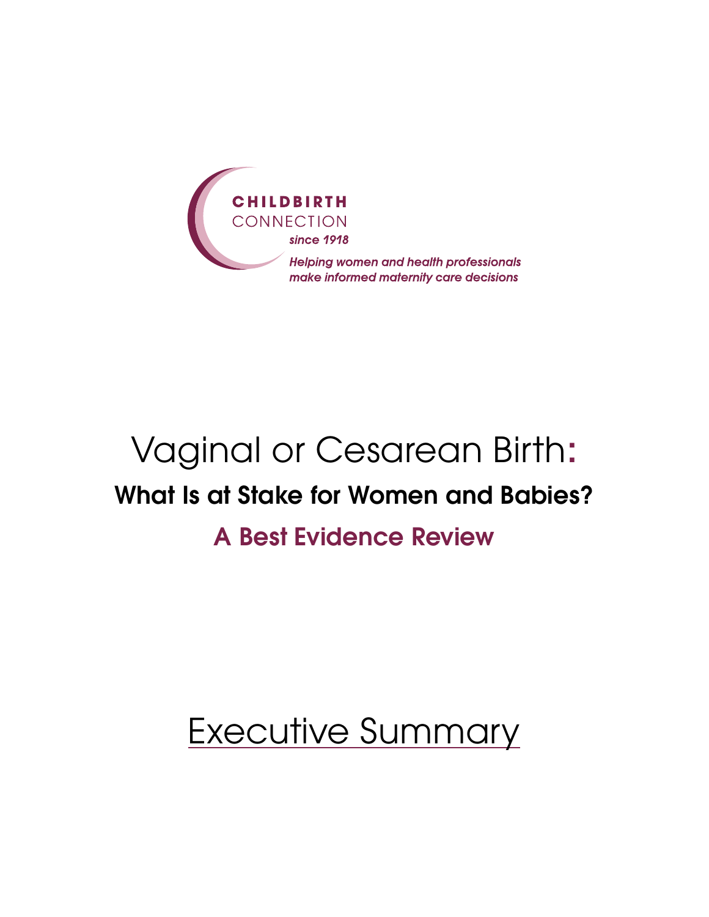**CHILDBIRTH**
CONNECTION
*since 1918*

*Helping women and health professionals make informed maternity care decisions*

# Vaginal or Cesarean Birth:

## What Is at Stake for Women and Babies?

## A Best Evidence Review

# Executive Summary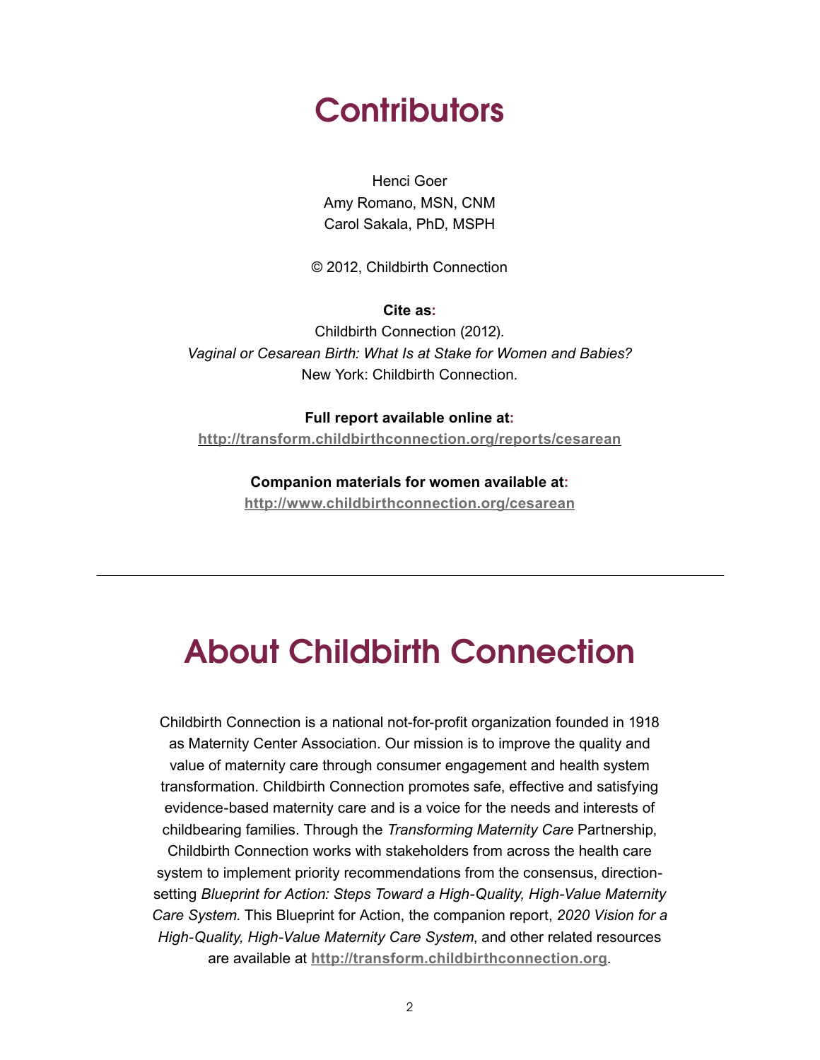# Contributors

Henci Goer
Amy Romano, MSN, CNM
Carol Sakala, PhD, MSPH

© 2012, Childbirth Connection

**Cite as:**
Childbirth Connection (2012).
*Vaginal or Cesarean Birth: What Is at Stake for Women and Babies?*
New York: Childbirth Connection.

**Full report available online at:**
**http://transform.childbirthconnection.org/reports/cesarean**

**Companion materials for women available at:**
**http://www.childbirthconnection.org/cesarean**

---

# About Childbirth Connection

Childbirth Connection is a national not-for-profit organization founded in 1918 as Maternity Center Association. Our mission is to improve the quality and value of maternity care through consumer engagement and health system transformation. Childbirth Connection promotes safe, effective and satisfying evidence-based maternity care and is a voice for the needs and interests of childbearing families. Through the *Transforming Maternity Care* Partnership, Childbirth Connection works with stakeholders from across the health care system to implement priority recommendations from the consensus, direction-setting *Blueprint for Action: Steps Toward a High-Quality, High-Value Maternity Care System*. This Blueprint for Action, the companion report, *2020 Vision for a High-Quality, High-Value Maternity Care System*, and other related resources are available at **http://transform.childbirthconnection.org**.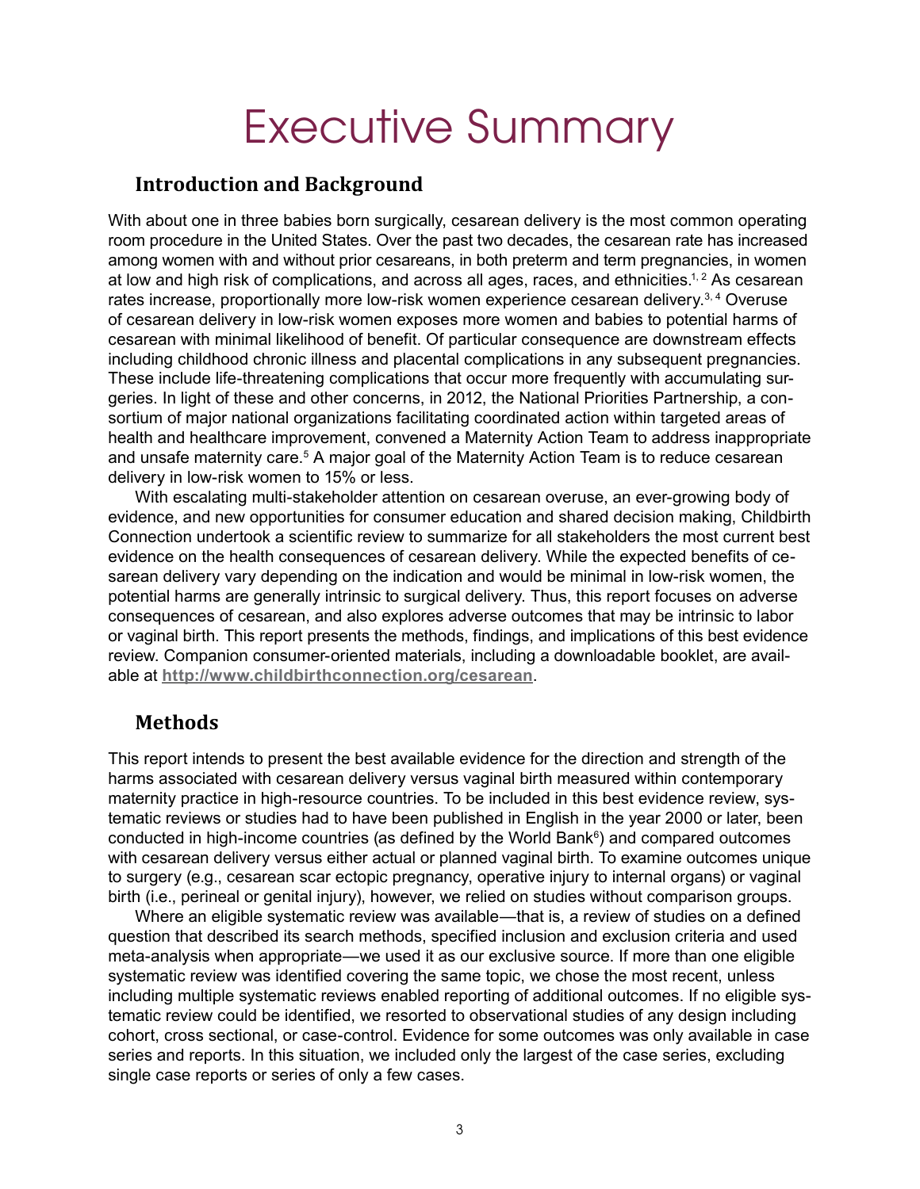# Executive Summary

## Introduction and Background

With about one in three babies born surgically, cesarean delivery is the most common operating room procedure in the United States. Over the past two decades, the cesarean rate has increased among women with and without prior cesareans, in both preterm and term pregnancies, in women at low and high risk of complications, and across all ages, races, and ethnicities.[1, 2] As cesarean rates increase, proportionally more low-risk women experience cesarean delivery.[3, 4] Overuse of cesarean delivery in low-risk women exposes more women and babies to potential harms of cesarean with minimal likelihood of benefit. Of particular consequence are downstream effects including childhood chronic illness and placental complications in any subsequent pregnancies. These include life-threatening complications that occur more frequently with accumulating surgeries. In light of these and other concerns, in 2012, the National Priorities Partnership, a consortium of major national organizations facilitating coordinated action within targeted areas of health and healthcare improvement, convened a Maternity Action Team to address inappropriate and unsafe maternity care.[5] A major goal of the Maternity Action Team is to reduce cesarean delivery in low-risk women to 15% or less.

With escalating multi-stakeholder attention on cesarean overuse, an ever-growing body of evidence, and new opportunities for consumer education and shared decision making, Childbirth Connection undertook a scientific review to summarize for all stakeholders the most current best evidence on the health consequences of cesarean delivery. While the expected benefits of cesarean delivery vary depending on the indication and would be minimal in low-risk women, the potential harms are generally intrinsic to surgical delivery. Thus, this report focuses on adverse consequences of cesarean, and also explores adverse outcomes that may be intrinsic to labor or vaginal birth. This report presents the methods, findings, and implications of this best evidence review. Companion consumer-oriented materials, including a downloadable booklet, are available at **http://www.childbirthconnection.org/cesarean**.

## Methods

This report intends to present the best available evidence for the direction and strength of the harms associated with cesarean delivery versus vaginal birth measured within contemporary maternity practice in high-resource countries. To be included in this best evidence review, systematic reviews or studies had to have been published in English in the year 2000 or later, been conducted in high-income countries (as defined by the World Bank[6]) and compared outcomes with cesarean delivery versus either actual or planned vaginal birth. To examine outcomes unique to surgery (e.g., cesarean scar ectopic pregnancy, operative injury to internal organs) or vaginal birth (i.e., perineal or genital injury), however, we relied on studies without comparison groups.

Where an eligible systematic review was available—that is, a review of studies on a defined question that described its search methods, specified inclusion and exclusion criteria and used meta-analysis when appropriate—we used it as our exclusive source. If more than one eligible systematic review was identified covering the same topic, we chose the most recent, unless including multiple systematic reviews enabled reporting of additional outcomes. If no eligible systematic review could be identified, we resorted to observational studies of any design including cohort, cross sectional, or case-control. Evidence for some outcomes was only available in case series and reports. In this situation, we included only the largest of the case series, excluding single case reports or series of only a few cases.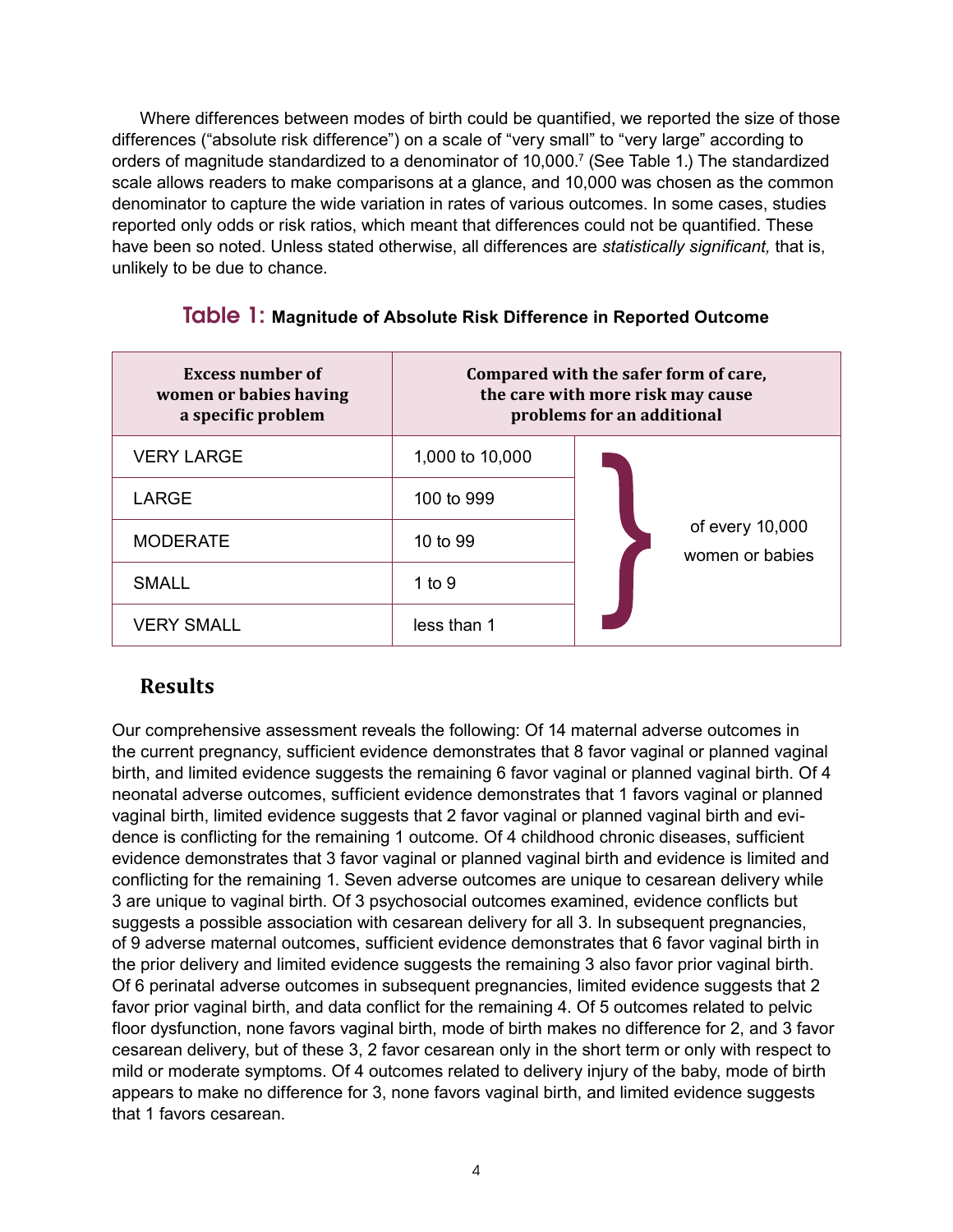Where differences between modes of birth could be quantified, we reported the size of those differences ("absolute risk difference") on a scale of "very small" to "very large" according to orders of magnitude standardized to a denominator of 10,000.[7] (See Table 1.) The standardized scale allows readers to make comparisons at a glance, and 10,000 was chosen as the common denominator to capture the wide variation in rates of various outcomes. In some cases, studies reported only odds or risk ratios, which meant that differences could not be quantified. These have been so noted. Unless stated otherwise, all differences are *statistically significant,* that is, unlikely to be due to chance.

**Table 1: Magnitude of Absolute Risk Difference in Reported Outcome**

| Excess number of women or babies having a specific problem | Compared with the safer form of care, the care with more risk may cause problems for an additional | |
|---|---|---|
| VERY LARGE | 1,000 to 10,000 | of every 10,000 women or babies |
| LARGE | 100 to 999 | |
| MODERATE | 10 to 99 | |
| SMALL | 1 to 9 | |
| VERY SMALL | less than 1 | |

## Results

Our comprehensive assessment reveals the following: Of 14 maternal adverse outcomes in the current pregnancy, sufficient evidence demonstrates that 8 favor vaginal or planned vaginal birth, and limited evidence suggests the remaining 6 favor vaginal or planned vaginal birth. Of 4 neonatal adverse outcomes, sufficient evidence demonstrates that 1 favors vaginal or planned vaginal birth, limited evidence suggests that 2 favor vaginal or planned vaginal birth and evidence is conflicting for the remaining 1 outcome. Of 4 childhood chronic diseases, sufficient evidence demonstrates that 3 favor vaginal or planned vaginal birth and evidence is limited and conflicting for the remaining 1. Seven adverse outcomes are unique to cesarean delivery while 3 are unique to vaginal birth. Of 3 psychosocial outcomes examined, evidence conflicts but suggests a possible association with cesarean delivery for all 3. In subsequent pregnancies, of 9 adverse maternal outcomes, sufficient evidence demonstrates that 6 favor vaginal birth in the prior delivery and limited evidence suggests the remaining 3 also favor prior vaginal birth. Of 6 perinatal adverse outcomes in subsequent pregnancies, limited evidence suggests that 2 favor prior vaginal birth, and data conflict for the remaining 4. Of 5 outcomes related to pelvic floor dysfunction, none favors vaginal birth, mode of birth makes no difference for 2, and 3 favor cesarean delivery, but of these 3, 2 favor cesarean only in the short term or only with respect to mild or moderate symptoms. Of 4 outcomes related to delivery injury of the baby, mode of birth appears to make no difference for 3, none favors vaginal birth, and limited evidence suggests that 1 favors cesarean.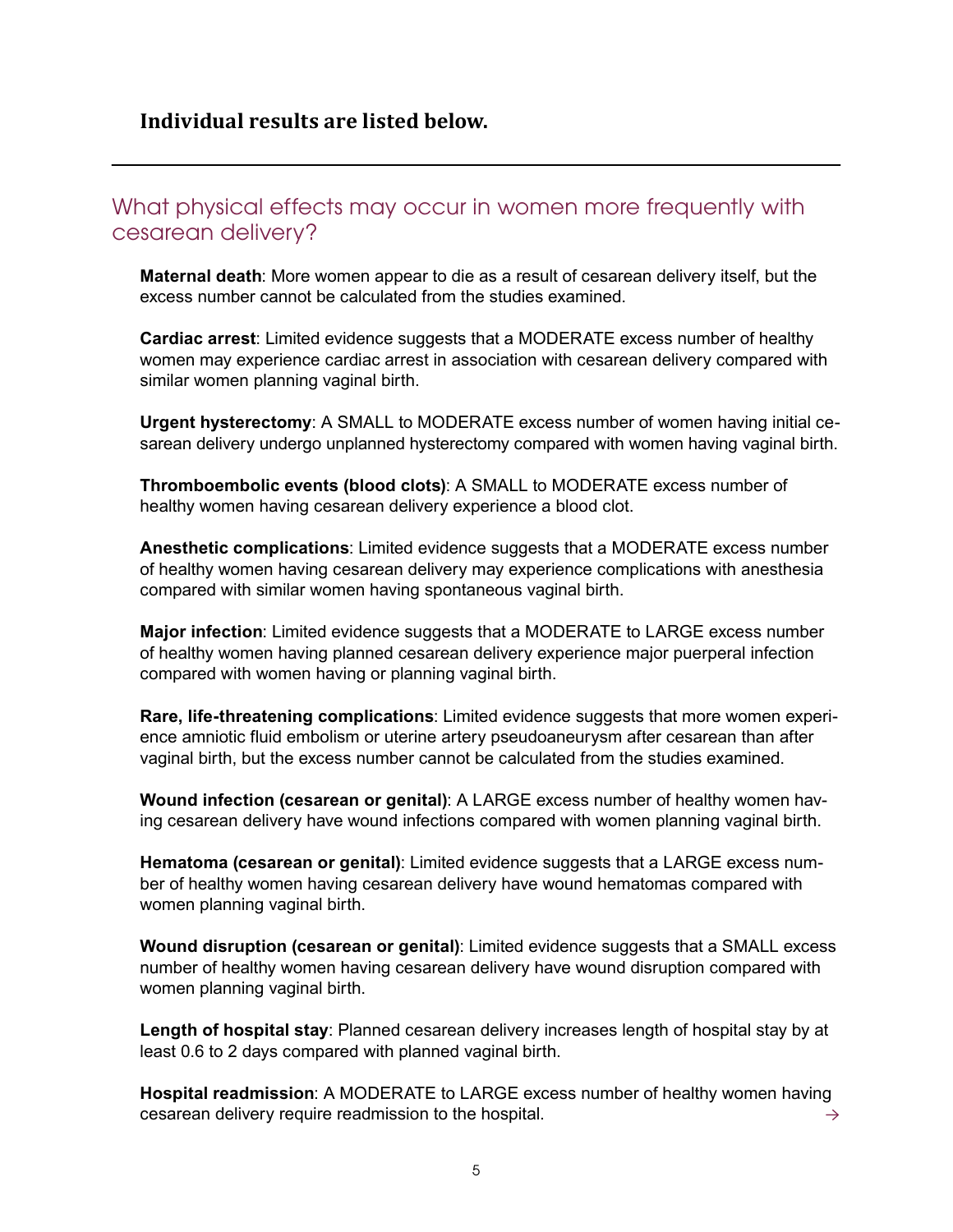**Individual results are listed below.**

---

## What physical effects may occur in women more frequently with cesarean delivery?

**Maternal death**: More women appear to die as a result of cesarean delivery itself, but the excess number cannot be calculated from the studies examined.

**Cardiac arrest**: Limited evidence suggests that a MODERATE excess number of healthy women may experience cardiac arrest in association with cesarean delivery compared with similar women planning vaginal birth.

**Urgent hysterectomy**: A SMALL to MODERATE excess number of women having initial cesarean delivery undergo unplanned hysterectomy compared with women having vaginal birth.

**Thromboembolic events (blood clots)**: A SMALL to MODERATE excess number of healthy women having cesarean delivery experience a blood clot.

**Anesthetic complications**: Limited evidence suggests that a MODERATE excess number of healthy women having cesarean delivery may experience complications with anesthesia compared with similar women having spontaneous vaginal birth.

**Major infection**: Limited evidence suggests that a MODERATE to LARGE excess number of healthy women having planned cesarean delivery experience major puerperal infection compared with women having or planning vaginal birth.

**Rare, life-threatening complications**: Limited evidence suggests that more women experience amniotic fluid embolism or uterine artery pseudoaneurysm after cesarean than after vaginal birth, but the excess number cannot be calculated from the studies examined.

**Wound infection (cesarean or genital)**: A LARGE excess number of healthy women having cesarean delivery have wound infections compared with women planning vaginal birth.

**Hematoma (cesarean or genital)**: Limited evidence suggests that a LARGE excess number of healthy women having cesarean delivery have wound hematomas compared with women planning vaginal birth.

**Wound disruption (cesarean or genital)**: Limited evidence suggests that a SMALL excess number of healthy women having cesarean delivery have wound disruption compared with women planning vaginal birth.

**Length of hospital stay**: Planned cesarean delivery increases length of hospital stay by at least 0.6 to 2 days compared with planned vaginal birth.

**Hospital readmission**: A MODERATE to LARGE excess number of healthy women having cesarean delivery require readmission to the hospital. →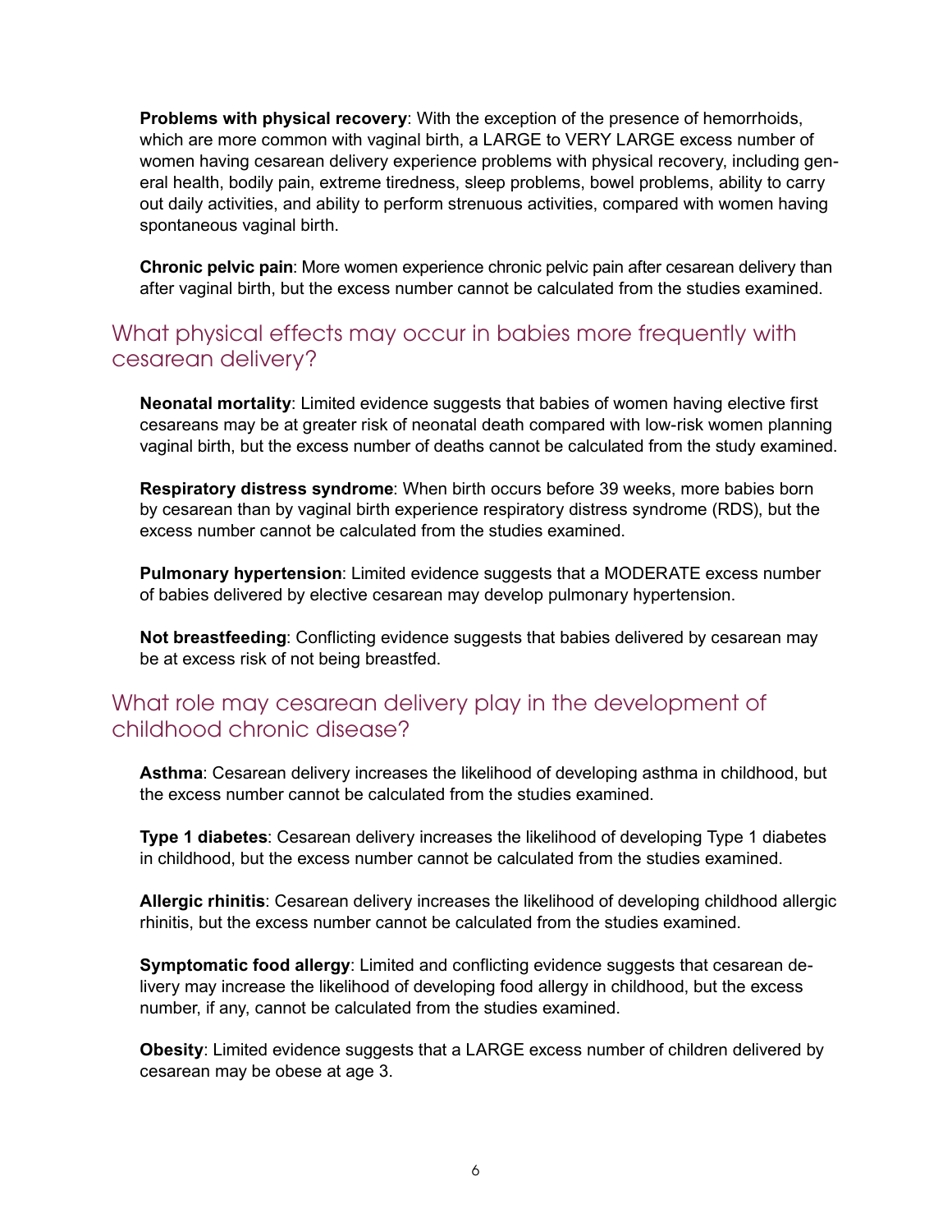**Problems with physical recovery**: With the exception of the presence of hemorrhoids, which are more common with vaginal birth, a LARGE to VERY LARGE excess number of women having cesarean delivery experience problems with physical recovery, including general health, bodily pain, extreme tiredness, sleep problems, bowel problems, ability to carry out daily activities, and ability to perform strenuous activities, compared with women having spontaneous vaginal birth.

**Chronic pelvic pain**: More women experience chronic pelvic pain after cesarean delivery than after vaginal birth, but the excess number cannot be calculated from the studies examined.

## What physical effects may occur in babies more frequently with cesarean delivery?

**Neonatal mortality**: Limited evidence suggests that babies of women having elective first cesareans may be at greater risk of neonatal death compared with low-risk women planning vaginal birth, but the excess number of deaths cannot be calculated from the study examined.

**Respiratory distress syndrome**: When birth occurs before 39 weeks, more babies born by cesarean than by vaginal birth experience respiratory distress syndrome (RDS), but the excess number cannot be calculated from the studies examined.

**Pulmonary hypertension**: Limited evidence suggests that a MODERATE excess number of babies delivered by elective cesarean may develop pulmonary hypertension.

**Not breastfeeding**: Conflicting evidence suggests that babies delivered by cesarean may be at excess risk of not being breastfed.

## What role may cesarean delivery play in the development of childhood chronic disease?

**Asthma**: Cesarean delivery increases the likelihood of developing asthma in childhood, but the excess number cannot be calculated from the studies examined.

**Type 1 diabetes**: Cesarean delivery increases the likelihood of developing Type 1 diabetes in childhood, but the excess number cannot be calculated from the studies examined.

**Allergic rhinitis**: Cesarean delivery increases the likelihood of developing childhood allergic rhinitis, but the excess number cannot be calculated from the studies examined.

**Symptomatic food allergy**: Limited and conflicting evidence suggests that cesarean delivery may increase the likelihood of developing food allergy in childhood, but the excess number, if any, cannot be calculated from the studies examined.

**Obesity**: Limited evidence suggests that a LARGE excess number of children delivered by cesarean may be obese at age 3.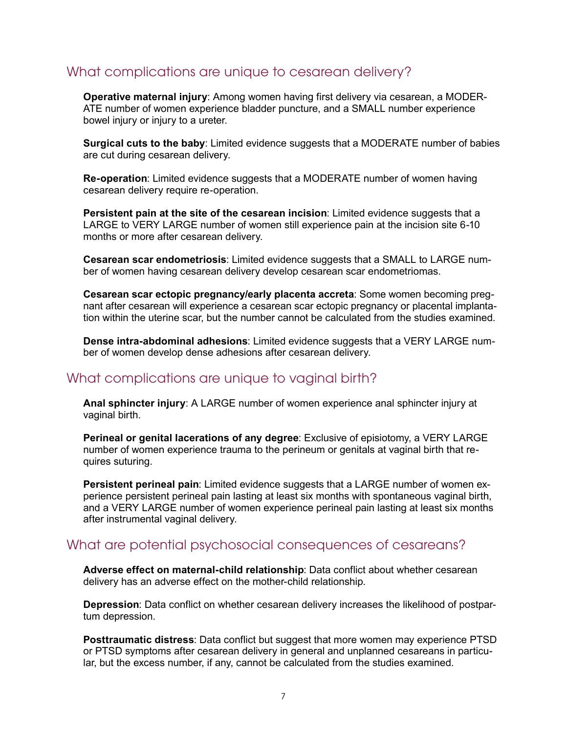## What complications are unique to cesarean delivery?

**Operative maternal injury**: Among women having first delivery via cesarean, a MODERATE number of women experience bladder puncture, and a SMALL number experience bowel injury or injury to a ureter.

**Surgical cuts to the baby**: Limited evidence suggests that a MODERATE number of babies are cut during cesarean delivery.

**Re-operation**: Limited evidence suggests that a MODERATE number of women having cesarean delivery require re-operation.

**Persistent pain at the site of the cesarean incision**: Limited evidence suggests that a LARGE to VERY LARGE number of women still experience pain at the incision site 6-10 months or more after cesarean delivery.

**Cesarean scar endometriosis**: Limited evidence suggests that a SMALL to LARGE number of women having cesarean delivery develop cesarean scar endometriomas.

**Cesarean scar ectopic pregnancy/early placenta accreta**: Some women becoming pregnant after cesarean will experience a cesarean scar ectopic pregnancy or placental implantation within the uterine scar, but the number cannot be calculated from the studies examined.

**Dense intra-abdominal adhesions**: Limited evidence suggests that a VERY LARGE number of women develop dense adhesions after cesarean delivery.

## What complications are unique to vaginal birth?

**Anal sphincter injury**: A LARGE number of women experience anal sphincter injury at vaginal birth.

**Perineal or genital lacerations of any degree**: Exclusive of episiotomy, a VERY LARGE number of women experience trauma to the perineum or genitals at vaginal birth that requires suturing.

**Persistent perineal pain**: Limited evidence suggests that a LARGE number of women experience persistent perineal pain lasting at least six months with spontaneous vaginal birth, and a VERY LARGE number of women experience perineal pain lasting at least six months after instrumental vaginal delivery.

## What are potential psychosocial consequences of cesareans?

**Adverse effect on maternal-child relationship**: Data conflict about whether cesarean delivery has an adverse effect on the mother-child relationship.

**Depression**: Data conflict on whether cesarean delivery increases the likelihood of postpartum depression.

**Posttraumatic distress**: Data conflict but suggest that more women may experience PTSD or PTSD symptoms after cesarean delivery in general and unplanned cesareans in particular, but the excess number, if any, cannot be calculated from the studies examined.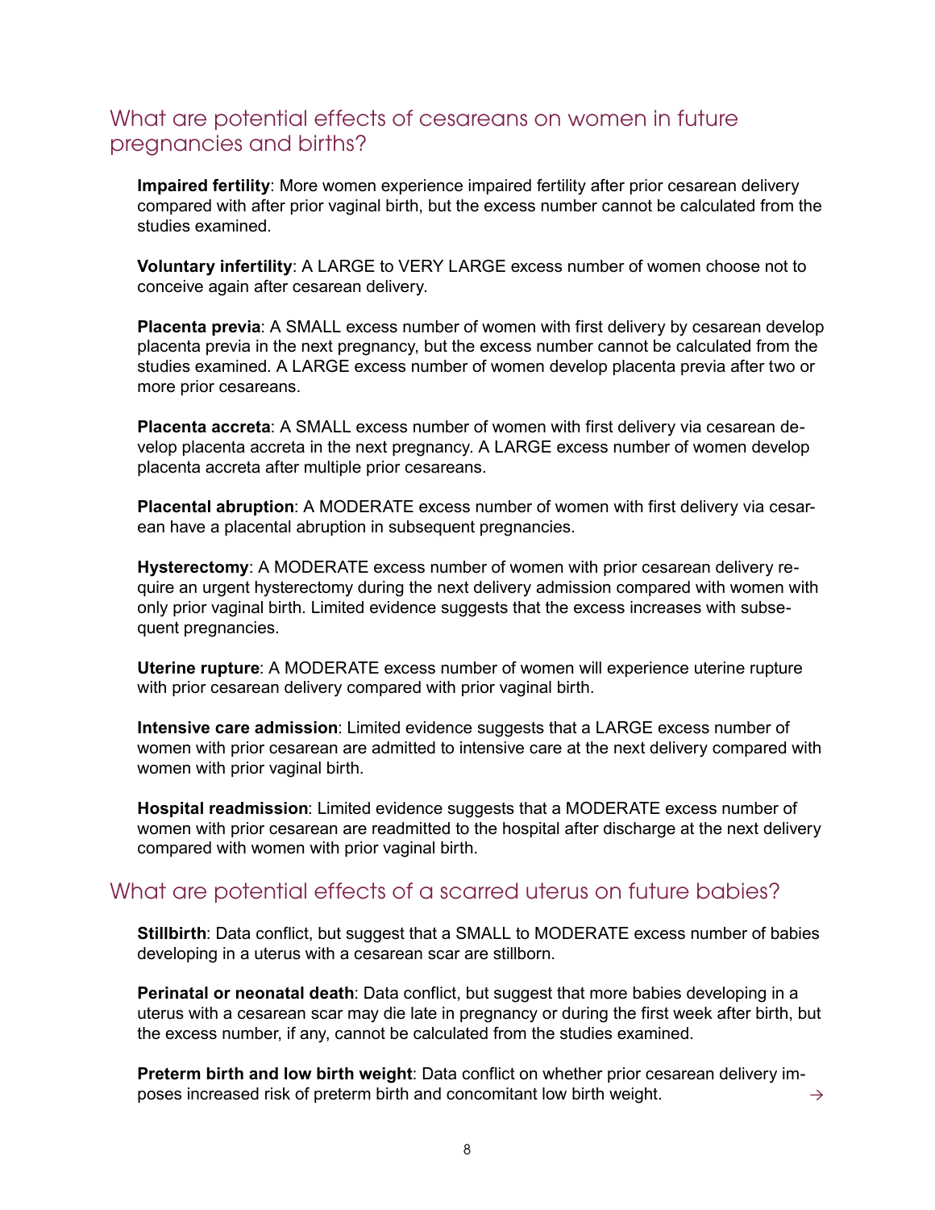## What are potential effects of cesareans on women in future pregnancies and births?

**Impaired fertility**: More women experience impaired fertility after prior cesarean delivery compared with after prior vaginal birth, but the excess number cannot be calculated from the studies examined.

**Voluntary infertility**: A LARGE to VERY LARGE excess number of women choose not to conceive again after cesarean delivery.

**Placenta previa**: A SMALL excess number of women with first delivery by cesarean develop placenta previa in the next pregnancy, but the excess number cannot be calculated from the studies examined. A LARGE excess number of women develop placenta previa after two or more prior cesareans.

**Placenta accreta**: A SMALL excess number of women with first delivery via cesarean develop placenta accreta in the next pregnancy. A LARGE excess number of women develop placenta accreta after multiple prior cesareans.

**Placental abruption**: A MODERATE excess number of women with first delivery via cesarean have a placental abruption in subsequent pregnancies.

**Hysterectomy**: A MODERATE excess number of women with prior cesarean delivery require an urgent hysterectomy during the next delivery admission compared with women with only prior vaginal birth. Limited evidence suggests that the excess increases with subsequent pregnancies.

**Uterine rupture**: A MODERATE excess number of women will experience uterine rupture with prior cesarean delivery compared with prior vaginal birth.

**Intensive care admission**: Limited evidence suggests that a LARGE excess number of women with prior cesarean are admitted to intensive care at the next delivery compared with women with prior vaginal birth.

**Hospital readmission**: Limited evidence suggests that a MODERATE excess number of women with prior cesarean are readmitted to the hospital after discharge at the next delivery compared with women with prior vaginal birth.

## What are potential effects of a scarred uterus on future babies?

**Stillbirth**: Data conflict, but suggest that a SMALL to MODERATE excess number of babies developing in a uterus with a cesarean scar are stillborn.

**Perinatal or neonatal death**: Data conflict, but suggest that more babies developing in a uterus with a cesarean scar may die late in pregnancy or during the first week after birth, but the excess number, if any, cannot be calculated from the studies examined.

**Preterm birth and low birth weight**: Data conflict on whether prior cesarean delivery imposes increased risk of preterm birth and concomitant low birth weight. →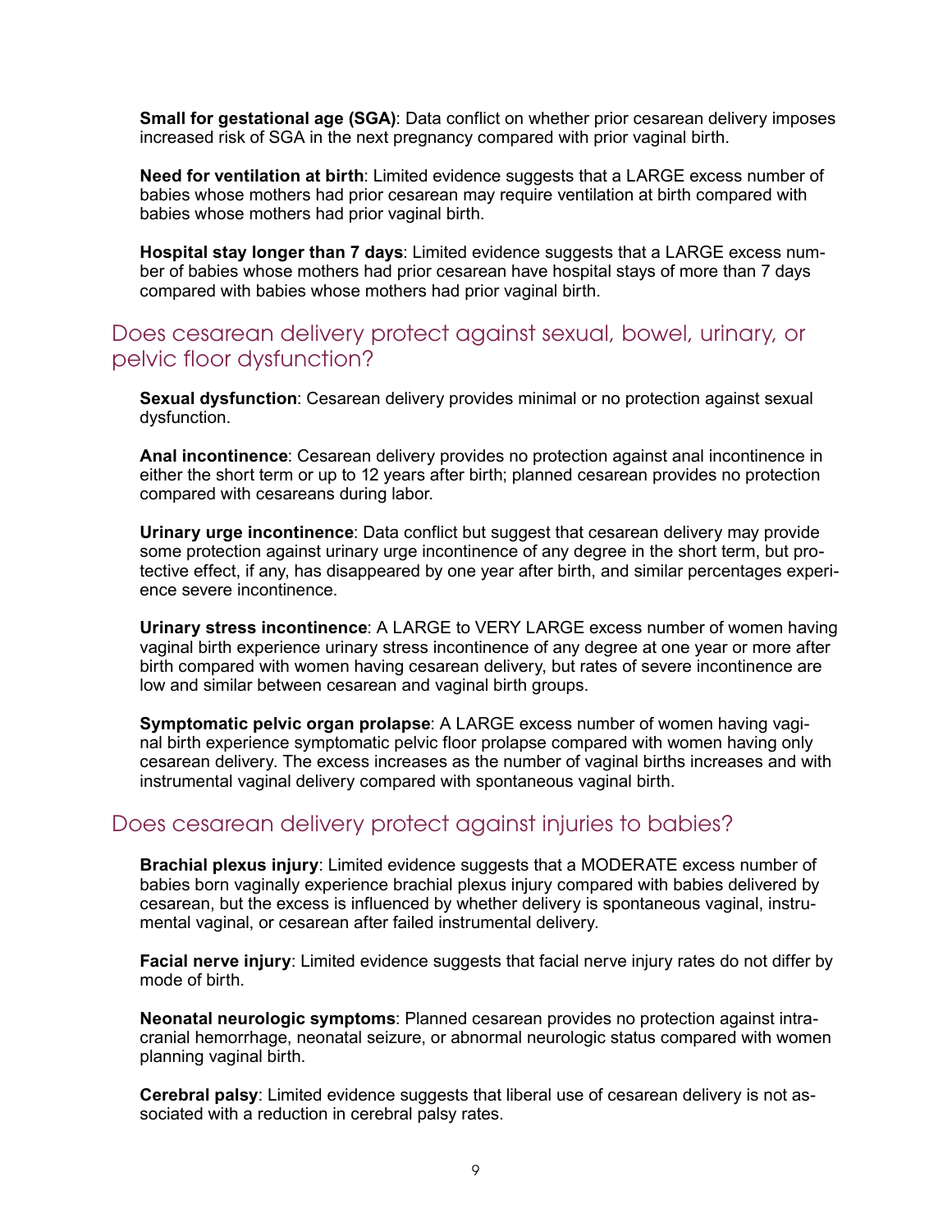**Small for gestational age (SGA)**: Data conflict on whether prior cesarean delivery imposes increased risk of SGA in the next pregnancy compared with prior vaginal birth.

**Need for ventilation at birth**: Limited evidence suggests that a LARGE excess number of babies whose mothers had prior cesarean may require ventilation at birth compared with babies whose mothers had prior vaginal birth.

**Hospital stay longer than 7 days**: Limited evidence suggests that a LARGE excess number of babies whose mothers had prior cesarean have hospital stays of more than 7 days compared with babies whose mothers had prior vaginal birth.

## Does cesarean delivery protect against sexual, bowel, urinary, or pelvic floor dysfunction?

**Sexual dysfunction**: Cesarean delivery provides minimal or no protection against sexual dysfunction.

**Anal incontinence**: Cesarean delivery provides no protection against anal incontinence in either the short term or up to 12 years after birth; planned cesarean provides no protection compared with cesareans during labor.

**Urinary urge incontinence**: Data conflict but suggest that cesarean delivery may provide some protection against urinary urge incontinence of any degree in the short term, but protective effect, if any, has disappeared by one year after birth, and similar percentages experience severe incontinence.

**Urinary stress incontinence**: A LARGE to VERY LARGE excess number of women having vaginal birth experience urinary stress incontinence of any degree at one year or more after birth compared with women having cesarean delivery, but rates of severe incontinence are low and similar between cesarean and vaginal birth groups.

**Symptomatic pelvic organ prolapse**: A LARGE excess number of women having vaginal birth experience symptomatic pelvic floor prolapse compared with women having only cesarean delivery. The excess increases as the number of vaginal births increases and with instrumental vaginal delivery compared with spontaneous vaginal birth.

## Does cesarean delivery protect against injuries to babies?

**Brachial plexus injury**: Limited evidence suggests that a MODERATE excess number of babies born vaginally experience brachial plexus injury compared with babies delivered by cesarean, but the excess is influenced by whether delivery is spontaneous vaginal, instrumental vaginal, or cesarean after failed instrumental delivery.

**Facial nerve injury**: Limited evidence suggests that facial nerve injury rates do not differ by mode of birth.

**Neonatal neurologic symptoms**: Planned cesarean provides no protection against intracranial hemorrhage, neonatal seizure, or abnormal neurologic status compared with women planning vaginal birth.

**Cerebral palsy**: Limited evidence suggests that liberal use of cesarean delivery is not associated with a reduction in cerebral palsy rates.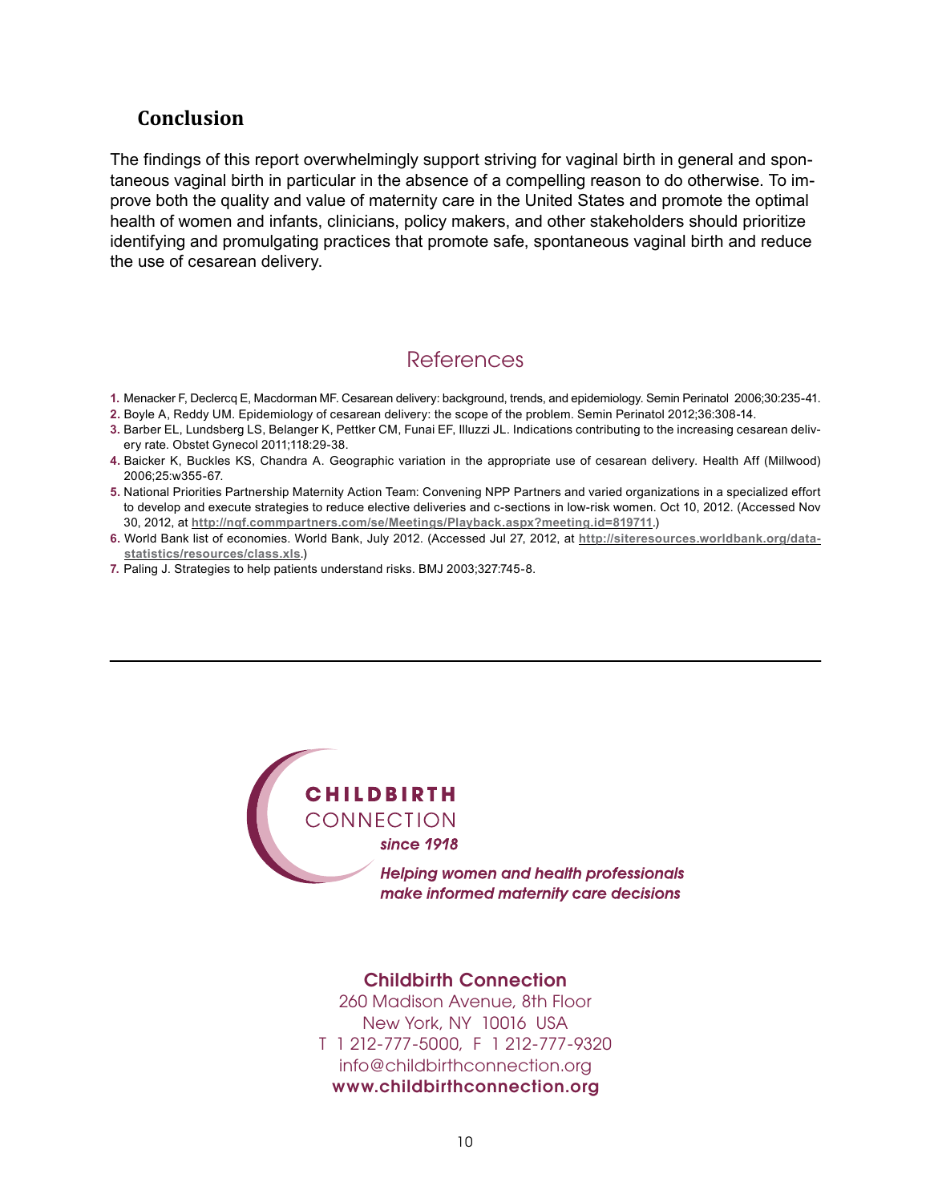## Conclusion

The findings of this report overwhelmingly support striving for vaginal birth in general and spontaneous vaginal birth in particular in the absence of a compelling reason to do otherwise. To improve both the quality and value of maternity care in the United States and promote the optimal health of women and infants, clinicians, policy makers, and other stakeholders should prioritize identifying and promulgating practices that promote safe, spontaneous vaginal birth and reduce the use of cesarean delivery.

## References

1. Menacker F, Declercq E, Macdorman MF. Cesarean delivery: background, trends, and epidemiology. Semin Perinatol 2006;30:235-41.
2. Boyle A, Reddy UM. Epidemiology of cesarean delivery: the scope of the problem. Semin Perinatol 2012;36:308-14.
3. Barber EL, Lundsberg LS, Belanger K, Pettker CM, Funai EF, Illuzzi JL. Indications contributing to the increasing cesarean delivery rate. Obstet Gynecol 2011;118:29-38.
4. Baicker K, Buckles KS, Chandra A. Geographic variation in the appropriate use of cesarean delivery. Health Aff (Millwood) 2006;25:w355-67.
5. National Priorities Partnership Maternity Action Team: Convening NPP Partners and varied organizations in a specialized effort to develop and execute strategies to reduce elective deliveries and c-sections in low-risk women. Oct 10, 2012. (Accessed Nov 30, 2012, at **http://nqf.commpartners.com/se/Meetings/Playback.aspx?meeting.id=819711**.)
6. World Bank list of economies. World Bank, July 2012. (Accessed Jul 27, 2012, at **http://siteresources.worldbank.org/datastatistics/resources/class.xls**.)
7. Paling J. Strategies to help patients understand risks. BMJ 2003;327:745-8.

---

**CHILDBIRTH**
CONNECTION
*since 1918*

*Helping women and health professionals make informed maternity care decisions*

**Childbirth Connection**
260 Madison Avenue, 8th Floor
New York, NY 10016 USA
T 1 212-777-5000, F 1 212-777-9320
info@childbirthconnection.org
**www.childbirthconnection.org**